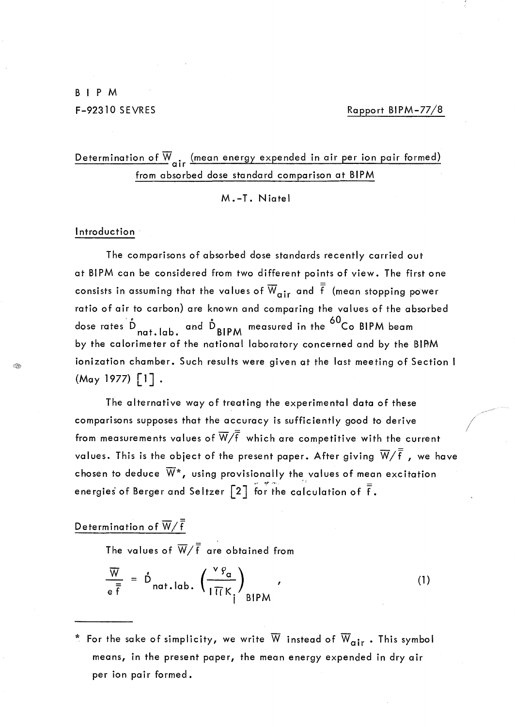BIPM
F-92310 SEVRES

Rapport BIPM-77/8

# Determination of $\overline{W}_{air}$ (mean energy expended in air per ion pair formed) from absorbed dose standard comparison at BIPM

M.-T. Niatel

## Introduction

The comparisons of absorbed dose standards recently carried out at BIPM can be considered from two different points of view. The first one consists in assuming that the values of $\overline{W}_{air}$ and $\overline{\overline{f}}$ (mean stopping power ratio of air to carbon) are known and comparing the values of the absorbed dose rates $\dot{D}_{nat.lab.}$ and $\dot{D}_{BIPM}$ measured in the $^{60}$Co BIPM beam by the calorimeter of the national laboratory concerned and by the BIPM ionization chamber. Such results were given at the last meeting of Section I (May 1977) [1].

The alternative way of treating the experimental data of these comparisons supposes that the accuracy is sufficiently good to derive from measurements values of $\overline{W}/\overline{\overline{f}}$ which are competitive with the current values. This is the object of the present paper. After giving $\overline{W}/\overline{\overline{f}}$, we have chosen to deduce $\overline{W}$*, using provisionally the values of mean excitation energies of Berger and Seltzer [2] for the calculation of $\overline{\overline{f}}$.

## Determination of $\overline{W}/\overline{\overline{f}}$

The values of $\overline{W}/\overline{\overline{f}}$ are obtained from

$$\frac{\overline{W}}{e\,\overline{\overline{f}}} = \dot{D}_{nat.lab.} \left(\frac{v\,\rho_a}{I\,\Pi K_i}\right)_{BIPM} \quad , \tag{1}$$

---

* For the sake of simplicity, we write $\overline{W}$ instead of $\overline{W}_{air}$. This symbol means, in the present paper, the mean energy expended in dry air per ion pair formed.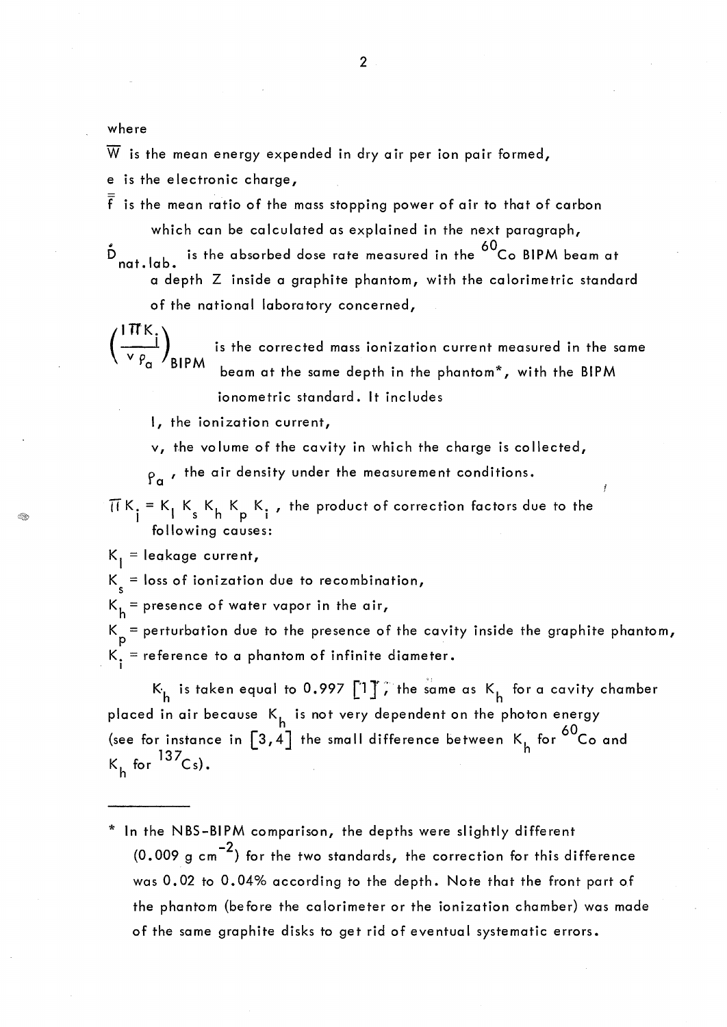where

$\overline{W}$ is the mean energy expended in dry air per ion pair formed,

e is the electronic charge,

$\overline{\overline{f}}$ is the mean ratio of the mass stopping power of air to that of carbon which can be calculated as explained in the next paragraph,

$\dot{D}_{nat.lab.}$ is the absorbed dose rate measured in the $^{60}$Co BIPM beam at a depth Z inside a graphite phantom, with the calorimetric standard of the national laboratory concerned,

$\left(\frac{I \prod K_i}{v \rho_a}\right)_{BIPM}$ is the corrected mass ionization current measured in the same beam at the same depth in the phantom*, with the BIPM ionometric standard. It includes

- $I$, the ionization current,
- $v$, the volume of the cavity in which the charge is collected,
- $\rho_a$, the air density under the measurement conditions.

$\prod K_i = K_l \, K_s \, K_h \, K_p \, K_i$, the product of correction factors due to the following causes:

$K_l$ = leakage current,

$K_s$ = loss of ionization due to recombination,

$K_h$ = presence of water vapor in the air,

$K_p$ = perturbation due to the presence of the cavity inside the graphite phantom,

$K_i$ = reference to a phantom of infinite diameter.

$K_h$ is taken equal to 0.997 [1], the same as $K_h$ for a cavity chamber placed in air because $K_h$ is not very dependent on the photon energy (see for instance in [3,4] the small difference between $K_h$ for $^{60}$Co and $K_h$ for $^{137}$Cs).

---

\* In the NBS-BIPM comparison, the depths were slightly different (0.009 g cm$^{-2}$) for the two standards, the correction for this difference was 0.02 to 0.04% according to the depth. Note that the front part of the phantom (before the calorimeter or the ionization chamber) was made of the same graphite disks to get rid of eventual systematic errors.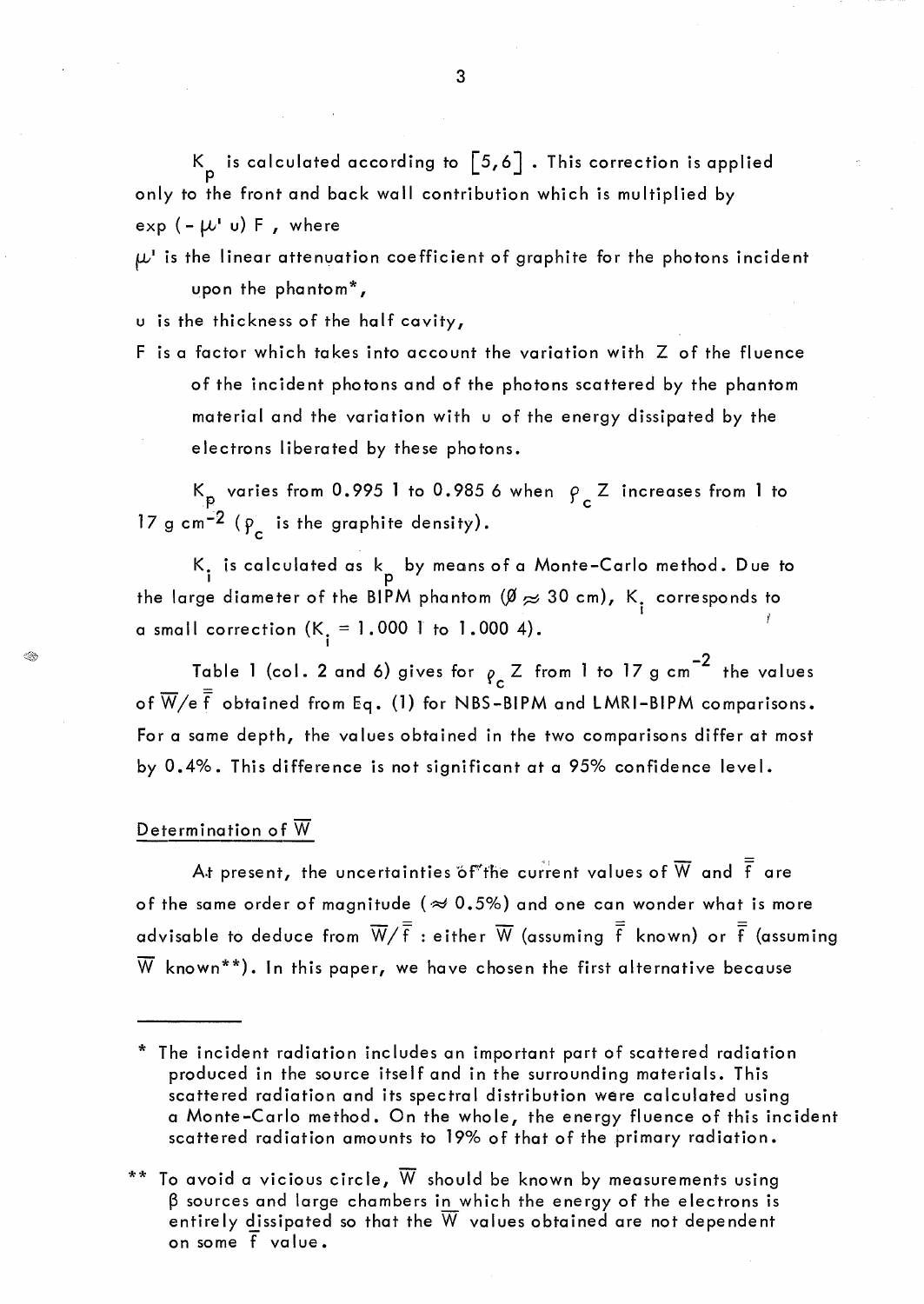$K_p$ is calculated according to [5,6]. This correction is applied only to the front and back wall contribution which is multiplied by $\exp(-\mu' u) F$, where

$\mu'$ is the linear attenuation coefficient of graphite for the photons incident upon the phantom*,

$u$ is the thickness of the half cavity,

$F$ is a factor which takes into account the variation with $Z$ of the fluence of the incident photons and of the photons scattered by the phantom material and the variation with $u$ of the energy dissipated by the electrons liberated by these photons.

$K_p$ varies from 0.995 1 to 0.985 6 when $\rho_c Z$ increases from 1 to 17 g cm$^{-2}$ ($\rho_c$ is the graphite density).

$K_i$ is calculated as $k_p$ by means of a Monte-Carlo method. Due to the large diameter of the BIPM phantom ($\varnothing \approx 30$ cm), $K_i$ corresponds to a small correction ($K_i = 1.000\,1$ to $1.000\,4$).

Table 1 (col. 2 and 6) gives for $\rho_c Z$ from 1 to 17 g cm$^{-2}$ the values of $\overline{W}/e\,\overline{\overline{f}}$ obtained from Eq. (1) for NBS-BIPM and LMRI-BIPM comparisons. For a same depth, the values obtained in the two comparisons differ at most by 0.4%. This difference is not significant at a 95% confidence level.

## Determination of $\overline{W}$

At present, the uncertainties of the current values of $\overline{W}$ and $\overline{\overline{f}}$ are of the same order of magnitude ($\approx 0.5\%$) and one can wonder what is more advisable to deduce from $\overline{W}/\overline{\overline{f}}$ : either $\overline{W}$ (assuming $\overline{\overline{f}}$ known) or $\overline{\overline{f}}$ (assuming $\overline{W}$ known**). In this paper, we have chosen the first alternative because

---

\* The incident radiation includes an important part of scattered radiation produced in the source itself and in the surrounding materials. This scattered radiation and its spectral distribution were calculated using a Monte-Carlo method. On the whole, the energy fluence of this incident scattered radiation amounts to 19% of that of the primary radiation.

\*\* To avoid a vicious circle, $\overline{W}$ should be known by measurements using $\beta$ sources and large chambers in which the energy of the electrons is entirely dissipated so that the $\overline{W}$ values obtained are not dependent on some $\overline{f}$ value.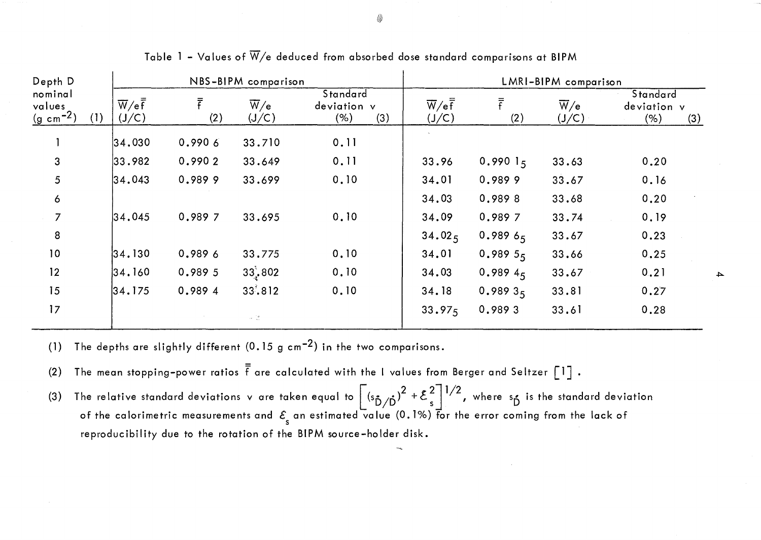Table 1 - Values of $\overline{W}/e$ deduced from absorbed dose standard comparisons at BIPM

| Depth D nominal values ($g\ cm^{-2}$) (1) | NBS-BIPM comparison | | | | LMRI-BIPM comparison | | | |
|---|---|---|---|---|---|---|---|---|
| | $\overline{W}/e\overline{\overline{f}}$ (J/C) | $\overline{\overline{f}}$ (2) | $\overline{W}/e$ (J/C) | Standard deviation v (%) (3) | $\overline{W}/e\overline{\overline{f}}$ (J/C) | $\overline{\overline{f}}$ (2) | $\overline{W}/e$ (J/C) | Standard deviation v (%) (3) |
| 1 | 34.030 | 0.990 6 | 33.710 | 0.11 | | | | |
| 3 | 33.982 | 0.990 2 | 33.649 | 0.11 | 33.96 | 0.990 $1_5$ | 33.63 | 0.20 |
| 5 | 34.043 | 0.989 9 | 33.699 | 0.10 | 34.01 | 0.989 9 | 33.67 | 0.16 |
| 6 | | | | | 34.03 | 0.989 8 | 33.68 | 0.20 |
| 7 | 34.045 | 0.989 7 | 33.695 | 0.10 | 34.09 | 0.989 7 | 33.74 | 0.19 |
| 8 | | | | | 34.$02_5$ | 0.989 $6_5$ | 33.67 | 0.23 |
| 10 | 34.130 | 0.989 6 | 33.775 | 0.10 | 34.01 | 0.989 $5_5$ | 33.66 | 0.25 |
| 12 | 34.160 | 0.989 5 | 33.802 | 0.10 | 34.03 | 0.989 $4_5$ | 33.67 | 0.21 |
| 15 | 34.175 | 0.989 4 | 33.812 | 0.10 | 34.18 | 0.989 $3_5$ | 33.81 | 0.27 |
| 17 | | | | | 33.$97_5$ | 0.989 3 | 33.61 | 0.28 |

(1) The depths are slightly different (0.15 $g\ cm^{-2}$) in the two comparisons.

(2) The mean stopping-power ratios $\overline{\overline{f}}$ are calculated with the I values from Berger and Seltzer [1].

(3) The relative standard deviations v are taken equal to $\left[(s_{\dot{D}}/\dot{D})^2 + \mathcal{E}_s^2\right]^{1/2}$, where $s_{\dot{D}}$ is the standard deviation of the calorimetric measurements and $\mathcal{E}_s$ an estimated value (0.1%) for the error coming from the lack of reproducibility due to the rotation of the BIPM source-holder disk.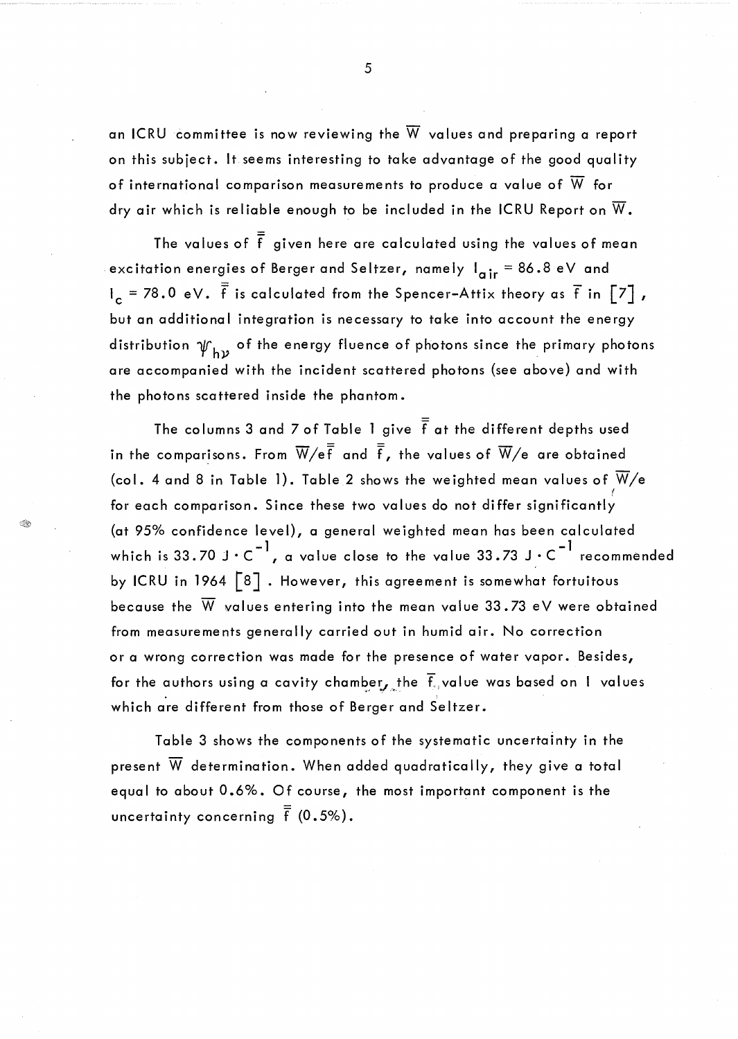an ICRU committee is now reviewing the $\overline{W}$ values and preparing a report on this subject. It seems interesting to take advantage of the good quality of international comparison measurements to produce a value of $\overline{W}$ for dry air which is reliable enough to be included in the ICRU Report on $\overline{W}$.

The values of $\overline{\overline{f}}$ given here are calculated using the values of mean excitation energies of Berger and Seltzer, namely $I_{air} = 86.8$ eV and $I_c = 78.0$ eV. $\overline{\overline{f}}$ is calculated from the Spencer-Attix theory as $\overline{f}$ in [7], but an additional integration is necessary to take into account the energy distribution $\Psi_{h\nu}$ of the energy fluence of photons since the primary photons are accompanied with the incident scattered photons (see above) and with the photons scattered inside the phantom.

The columns 3 and 7 of Table 1 give $\overline{\overline{f}}$ at the different depths used in the comparisons. From $\overline{W}/e\overline{\overline{f}}$ and $\overline{\overline{f}}$, the values of $\overline{W}/e$ are obtained (col. 4 and 8 in Table 1). Table 2 shows the weighted mean values of $\overline{W}/e$ for each comparison. Since these two values do not differ significantly (at 95% confidence level), a general weighted mean has been calculated which is 33.70 $J \cdot C^{-1}$, a value close to the value 33.73 $J \cdot C^{-1}$ recommended by ICRU in 1964 [8]. However, this agreement is somewhat fortuitous because the $\overline{W}$ values entering into the mean value 33.73 eV were obtained from measurements generally carried out in humid air. No correction or a wrong correction was made for the presence of water vapor. Besides, for the authors using a cavity chamber, the $\overline{f}$ value was based on I values which are different from those of Berger and Seltzer.

Table 3 shows the components of the systematic uncertainty in the present $\overline{W}$ determination. When added quadratically, they give a total equal to about 0.6%. Of course, the most important component is the uncertainty concerning $\overline{\overline{f}}$ (0.5%).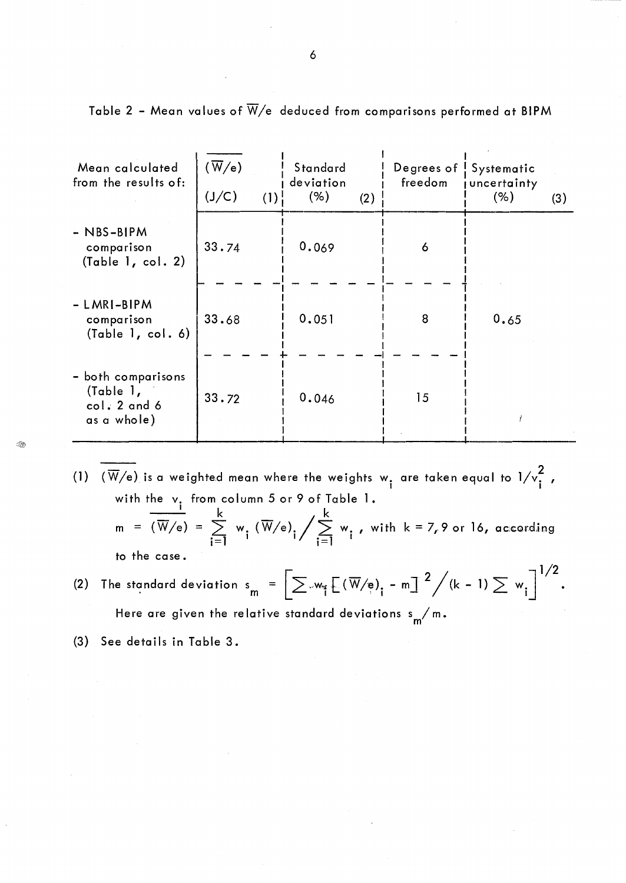Table 2 - Mean values of $\overline{W}/e$ deduced from comparisons performed at BIPM

| Mean calculated from the results of: | $\overline{(\overline{W}/e)}$ (J/C) (1) | Standard deviation (%) (2) | Degrees of freedom | Systematic uncertainty (%) (3) |
|---|---|---|---|---|
| - NBS-BIPM comparison (Table 1, col. 2) | 33.74 | 0.069 | 6 | |
| - LMRI-BIPM comparison (Table 1, col. 6) | 33.68 | 0.051 | 8 | 0.65 |
| - both comparisons (Table 1, col. 2 and 6 as a whole) | 33.72 | 0.046 | 15 | |

(1) $\overline{(\overline{W}/e)}$ is a weighted mean where the weights $w_i$ are taken equal to $1/v_i^2$, with the $v_i$ from column 5 or 9 of Table 1.

$$m = \overline{(\overline{W}/e)} = \sum_{i=1}^{k} w_i \, (\overline{W}/e)_i \Big/ \sum_{i=1}^{k} w_i \text{ , with } k = 7, 9 \text{ or } 16, \text{ according}$$

to the case.

(2) The standard deviation $s_m = \left[ \sum w_i \left[ (\overline{W}/e)_i - m \right]^2 \Big/ (k-1) \sum w_i \right]^{1/2}$.

Here are given the relative standard deviations $s_m/m$.

(3) See details in Table 3.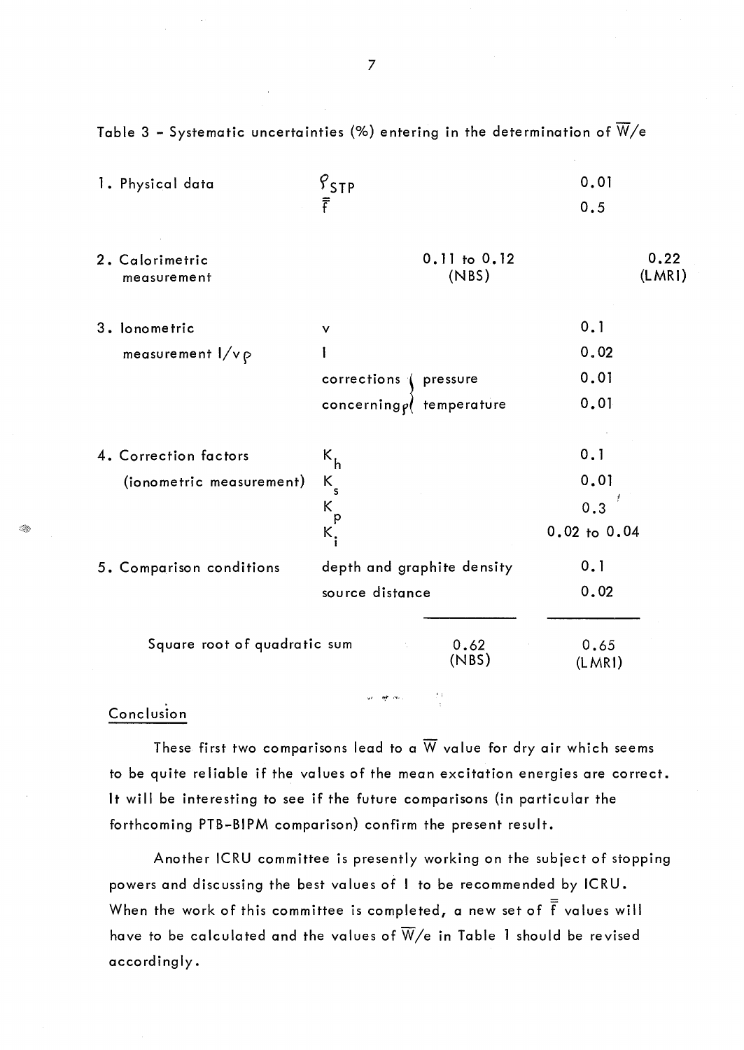Table 3 - Systematic uncertainties (%) entering in the determination of $\overline{W}/e$

| | | | | |
|---|---|---|---|---|
| 1. Physical data | $\rho_{STP}$ | | 0.01 | |
| | $\overline{\overline{f}}$ | | 0.5 | |
| 2. Calorimetric measurement | | 0.11 to 0.12 (NBS) | | 0.22 (LMRI) |
| 3. Ionometric measurement $I/v\rho$ | v | | 0.1 | |
| | I | | 0.02 | |
| | corrections concerning $\rho$ — pressure | | 0.01 | |
| | corrections concerning $\rho$ — temperature | | 0.01 | |
| 4. Correction factors (ionometric measurement) | $K_h$ | | 0.1 | |
| | $K_s$ | | 0.01 | |
| | $K_p$ | | 0.3 | |
| | $K_i$ | | 0.02 to 0.04 | |
| 5. Comparison conditions | depth and graphite density | | 0.1 | |
| | source distance | | 0.02 | |
| Square root of quadratic sum | | 0.62 (NBS) | 0.65 (LMRI) | |

## Conclusion

These first two comparisons lead to a $\overline{W}$ value for dry air which seems to be quite reliable if the values of the mean excitation energies are correct. It will be interesting to see if the future comparisons (in particular the forthcoming PTB-BIPM comparison) confirm the present result.

Another ICRU committee is presently working on the subject of stopping powers and discussing the best values of I to be recommended by ICRU. When the work of this committee is completed, a new set of $\overline{\overline{f}}$ values will have to be calculated and the values of $\overline{W}/e$ in Table 1 should be revised accordingly.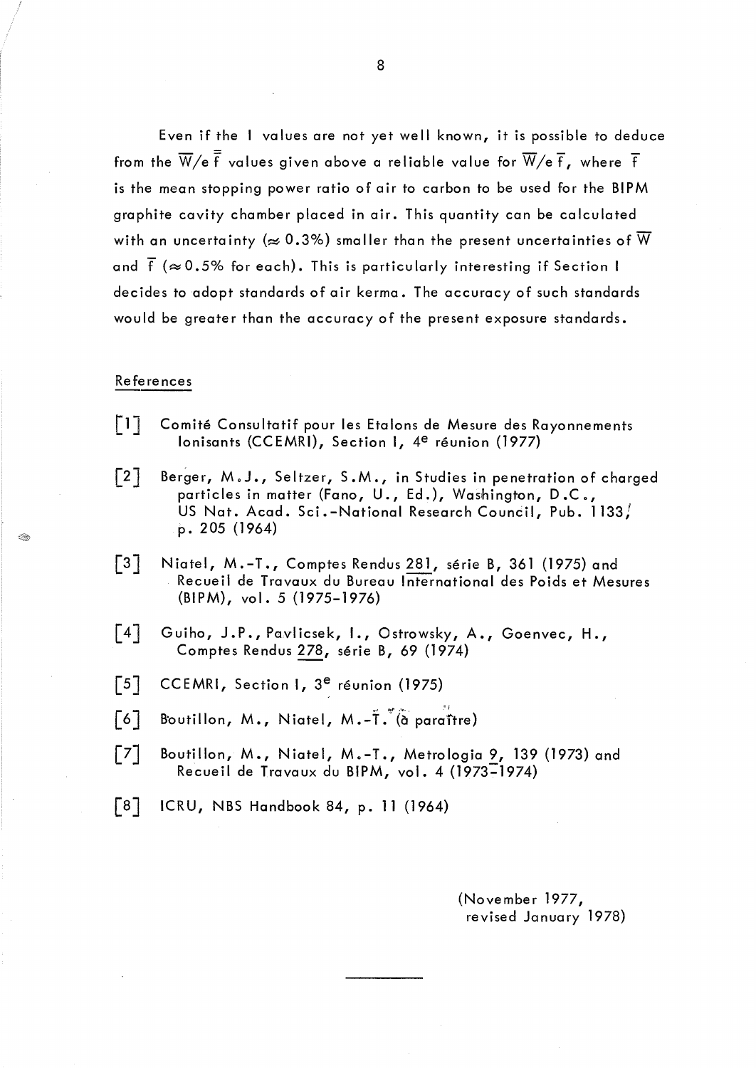Even if the I values are not yet well known, it is possible to deduce from the $\overline{W}/e\,\overline{\overline{f}}$ values given above a reliable value for $\overline{W}/e\,\overline{f}$, where $\overline{f}$ is the mean stopping power ratio of air to carbon to be used for the BIPM graphite cavity chamber placed in air. This quantity can be calculated with an uncertainty ($\approx 0.3\%$) smaller than the present uncertainties of $\overline{W}$ and $\overline{f}$ ($\approx 0.5\%$ for each). This is particularly interesting if Section I decides to adopt standards of air kerma. The accuracy of such standards would be greater than the accuracy of the present exposure standards.

References

[1] Comité Consultatif pour les Etalons de Mesure des Rayonnements Ionisants (CCEMRI), Section I, 4e réunion (1977)

[2] Berger, M.J., Seltzer, S.M., in Studies in penetration of charged particles in matter (Fano, U., Ed.), Washington, D.C., US Nat. Acad. Sci.-National Research Council, Pub. 1133, p. 205 (1964)

[3] Niatel, M.-T., Comptes Rendus 281, série B, 361 (1975) and Recueil de Travaux du Bureau International des Poids et Mesures (BIPM), vol. 5 (1975-1976)

[4] Guiho, J.P., Pavlicsek, I., Ostrowsky, A., Goenvec, H., Comptes Rendus 278, série B, 69 (1974)

[5] CCEMRI, Section I, 3e réunion (1975)

[6] Boutillon, M., Niatel, M.-T. (à paraître)

[7] Boutillon, M., Niatel, M.-T., Metrologia 9, 139 (1973) and Recueil de Travaux du BIPM, vol. 4 (1973-1974)

[8] ICRU, NBS Handbook 84, p. 11 (1964)

(November 1977,
revised January 1978)